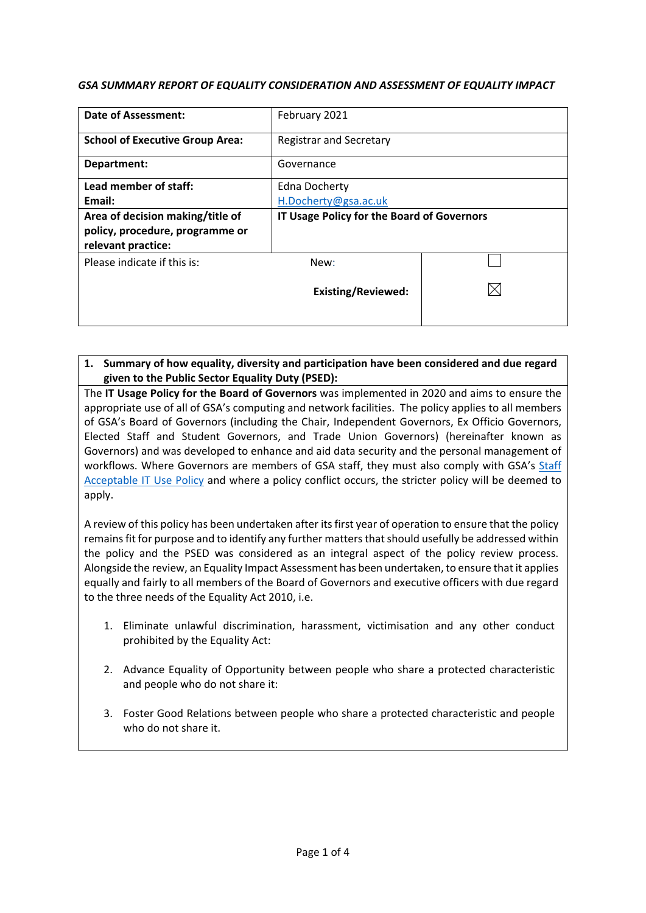*GSA SUMMARY REPORT OF EQUALITY CONSIDERATION AND ASSESSMENT OF EQUALITY IMPACT*

| | | |
|---|---|---|
| **Date of Assessment:** | February 2021 | |
| **School of Executive Group Area:** | Registrar and Secretary | |
| **Department:** | Governance | |
| **Lead member of staff:**<br>**Email:** | Edna Docherty<br>H.Docherty@gsa.ac.uk | |
| **Area of decision making/title of policy, procedure, programme or relevant practice:** | **IT Usage Policy for the Board of Governors** | |
| Please indicate if this is: | New: | ☐ |
| | **Existing/Reviewed:** | ☒ |

| **1. Summary of how equality, diversity and participation have been considered and due regard given to the Public Sector Equality Duty (PSED):** |
|---|
| The **IT Usage Policy for the Board of Governors** was implemented in 2020 and aims to ensure the appropriate use of all of GSA's computing and network facilities. The policy applies to all members of GSA's Board of Governors (including the Chair, Independent Governors, Ex Officio Governors, Elected Staff and Student Governors, and Trade Union Governors) (hereinafter known as Governors) and was developed to enhance and aid data security and the personal management of workflows. Where Governors are members of GSA staff, they must also comply with GSA's Staff Acceptable IT Use Policy and where a policy conflict occurs, the stricter policy will be deemed to apply.<br><br>A review of this policy has been undertaken after its first year of operation to ensure that the policy remains fit for purpose and to identify any further matters that should usefully be addressed within the policy and the PSED was considered as an integral aspect of the policy review process. Alongside the review, an Equality Impact Assessment has been undertaken, to ensure that it applies equally and fairly to all members of the Board of Governors and executive officers with due regard to the three needs of the Equality Act 2010, i.e.<br><br>1. Eliminate unlawful discrimination, harassment, victimisation and any other conduct prohibited by the Equality Act:<br><br>2. Advance Equality of Opportunity between people who share a protected characteristic and people who do not share it:<br><br>3. Foster Good Relations between people who share a protected characteristic and people who do not share it. |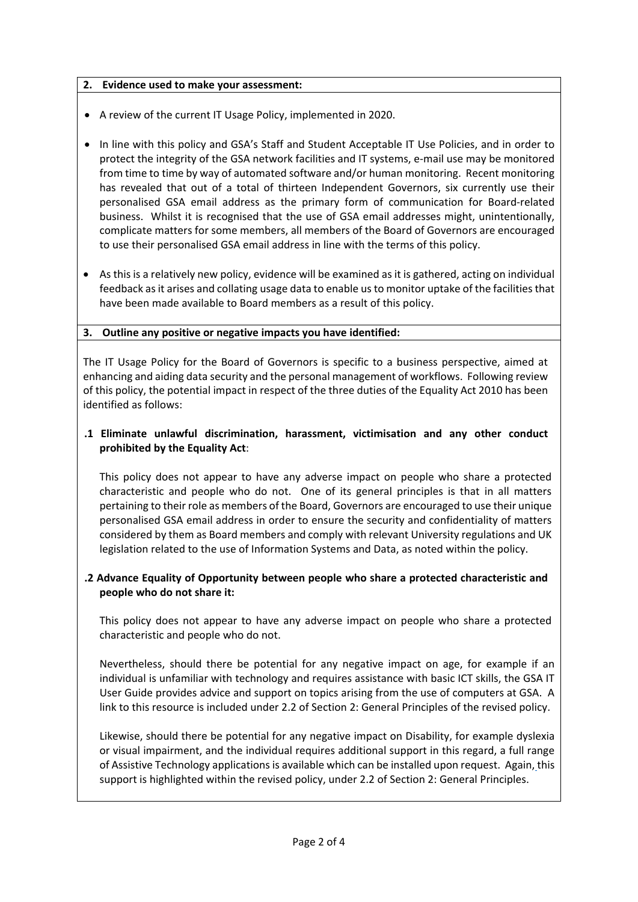## 2. Evidence used to make your assessment:

- A review of the current IT Usage Policy, implemented in 2020.
- In line with this policy and GSA's Staff and Student Acceptable IT Use Policies, and in order to protect the integrity of the GSA network facilities and IT systems, e-mail use may be monitored from time to time by way of automated software and/or human monitoring. Recent monitoring has revealed that out of a total of thirteen Independent Governors, six currently use their personalised GSA email address as the primary form of communication for Board-related business. Whilst it is recognised that the use of GSA email addresses might, unintentionally, complicate matters for some members, all members of the Board of Governors are encouraged to use their personalised GSA email address in line with the terms of this policy.
- As this is a relatively new policy, evidence will be examined as it is gathered, acting on individual feedback as it arises and collating usage data to enable us to monitor uptake of the facilities that have been made available to Board members as a result of this policy.

## 3. Outline any positive or negative impacts you have identified:

The IT Usage Policy for the Board of Governors is specific to a business perspective, aimed at enhancing and aiding data security and the personal management of workflows. Following review of this policy, the potential impact in respect of the three duties of the Equality Act 2010 has been identified as follows:

### .1 Eliminate unlawful discrimination, harassment, victimisation and any other conduct prohibited by the Equality Act:

This policy does not appear to have any adverse impact on people who share a protected characteristic and people who do not. One of its general principles is that in all matters pertaining to their role as members of the Board, Governors are encouraged to use their unique personalised GSA email address in order to ensure the security and confidentiality of matters considered by them as Board members and comply with relevant University regulations and UK legislation related to the use of Information Systems and Data, as noted within the policy.

### .2 Advance Equality of Opportunity between people who share a protected characteristic and people who do not share it:

This policy does not appear to have any adverse impact on people who share a protected characteristic and people who do not.

Nevertheless, should there be potential for any negative impact on age, for example if an individual is unfamiliar with technology and requires assistance with basic ICT skills, the GSA IT User Guide provides advice and support on topics arising from the use of computers at GSA. A link to this resource is included under 2.2 of Section 2: General Principles of the revised policy.

Likewise, should there be potential for any negative impact on Disability, for example dyslexia or visual impairment, and the individual requires additional support in this regard, a full range of Assistive Technology applications is available which can be installed upon request. Again, this support is highlighted within the revised policy, under 2.2 of Section 2: General Principles.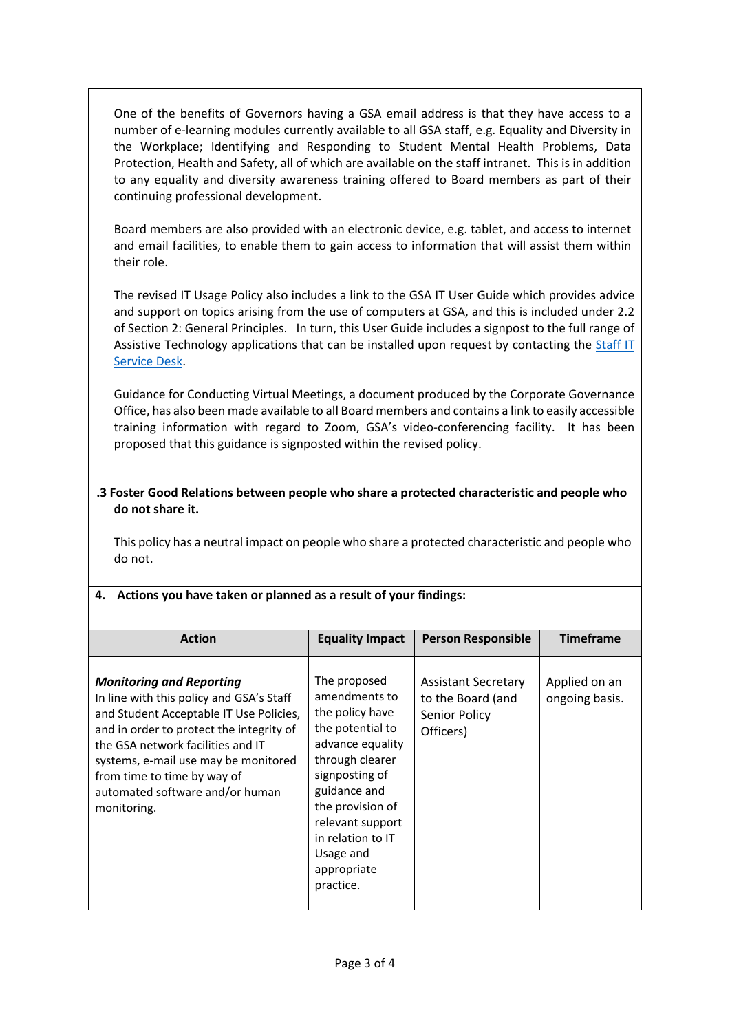One of the benefits of Governors having a GSA email address is that they have access to a number of e-learning modules currently available to all GSA staff, e.g. Equality and Diversity in the Workplace; Identifying and Responding to Student Mental Health Problems, Data Protection, Health and Safety, all of which are available on the staff intranet. This is in addition to any equality and diversity awareness training offered to Board members as part of their continuing professional development.

Board members are also provided with an electronic device, e.g. tablet, and access to internet and email facilities, to enable them to gain access to information that will assist them within their role.

The revised IT Usage Policy also includes a link to the GSA IT User Guide which provides advice and support on topics arising from the use of computers at GSA, and this is included under 2.2 of Section 2: General Principles. In turn, this User Guide includes a signpost to the full range of Assistive Technology applications that can be installed upon request by contacting the Staff IT Service Desk.

Guidance for Conducting Virtual Meetings, a document produced by the Corporate Governance Office, has also been made available to all Board members and contains a link to easily accessible training information with regard to Zoom, GSA's video-conferencing facility. It has been proposed that this guidance is signposted within the revised policy.

**.3 Foster Good Relations between people who share a protected characteristic and people who do not share it.**

This policy has a neutral impact on people who share a protected characteristic and people who do not.

**4. Actions you have taken or planned as a result of your findings:**

| Action | Equality Impact | Person Responsible | Timeframe |
|---|---|---|---|
| ***Monitoring and Reporting*** In line with this policy and GSA's Staff and Student Acceptable IT Use Policies, and in order to protect the integrity of the GSA network facilities and IT systems, e-mail use may be monitored from time to time by way of automated software and/or human monitoring. | The proposed amendments to the policy have the potential to advance equality through clearer signposting of guidance and the provision of relevant support in relation to IT Usage and appropriate practice. | Assistant Secretary to the Board (and Senior Policy Officers) | Applied on an ongoing basis. |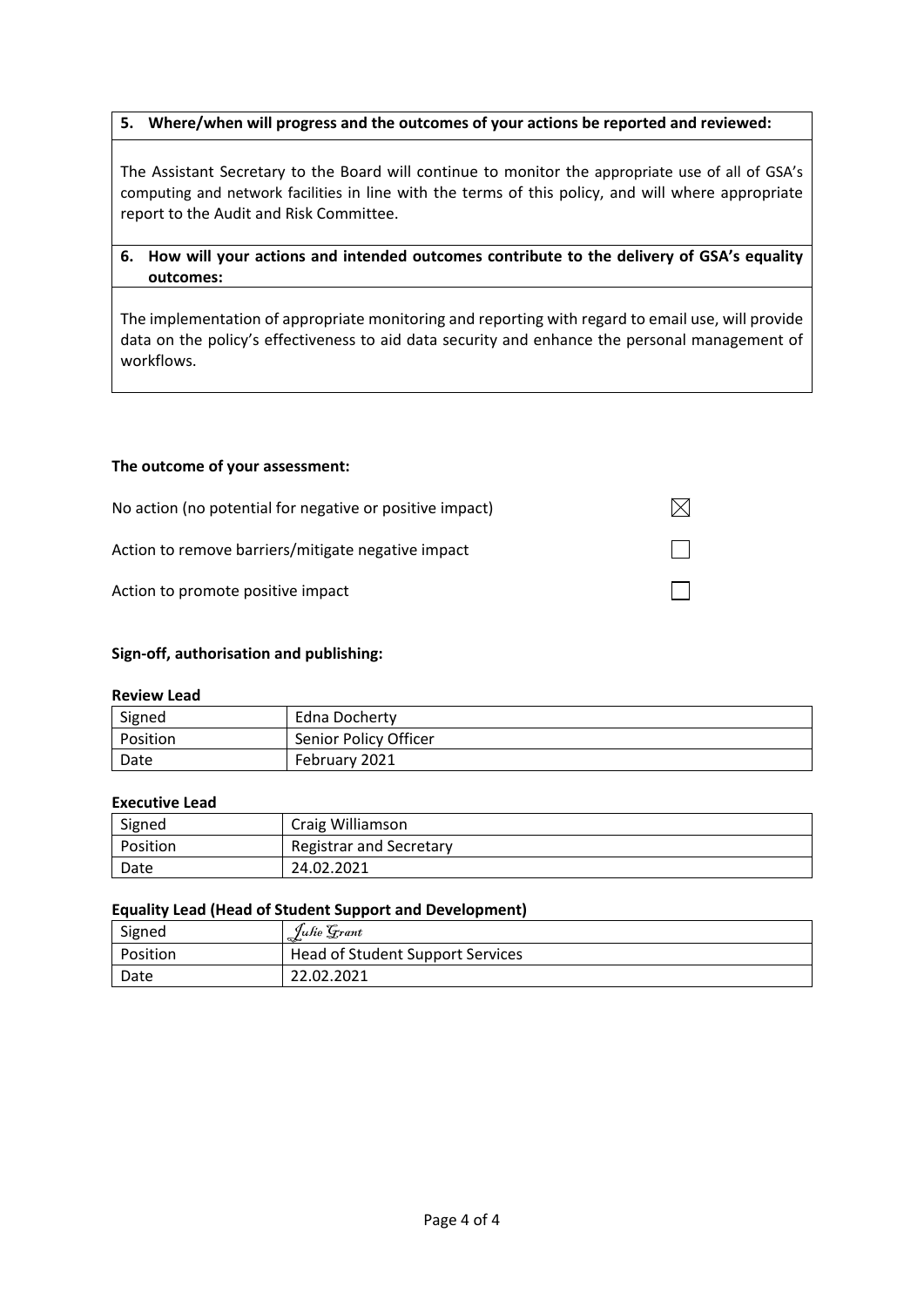**5. Where/when will progress and the outcomes of your actions be reported and reviewed:**

The Assistant Secretary to the Board will continue to monitor the appropriate use of all of GSA's computing and network facilities in line with the terms of this policy, and will where appropriate report to the Audit and Risk Committee.

**6. How will your actions and intended outcomes contribute to the delivery of GSA's equality outcomes:**

The implementation of appropriate monitoring and reporting with regard to email use, will provide data on the policy's effectiveness to aid data security and enhance the personal management of workflows.

**The outcome of your assessment:**

No action (no potential for negative or positive impact) ☒

Action to remove barriers/mitigate negative impact ☐

Action to promote positive impact ☐

**Sign-off, authorisation and publishing:**

**Review Lead**

| | |
|---|---|
| Signed | Edna Docherty |
| Position | Senior Policy Officer |
| Date | February 2021 |

**Executive Lead**

| | |
|---|---|
| Signed | Craig Williamson |
| Position | Registrar and Secretary |
| Date | 24.02.2021 |

**Equality Lead (Head of Student Support and Development)**

| | |
|---|---|
| Signed | *Julie Grant* |
| Position | Head of Student Support Services |
| Date | 22.02.2021 |